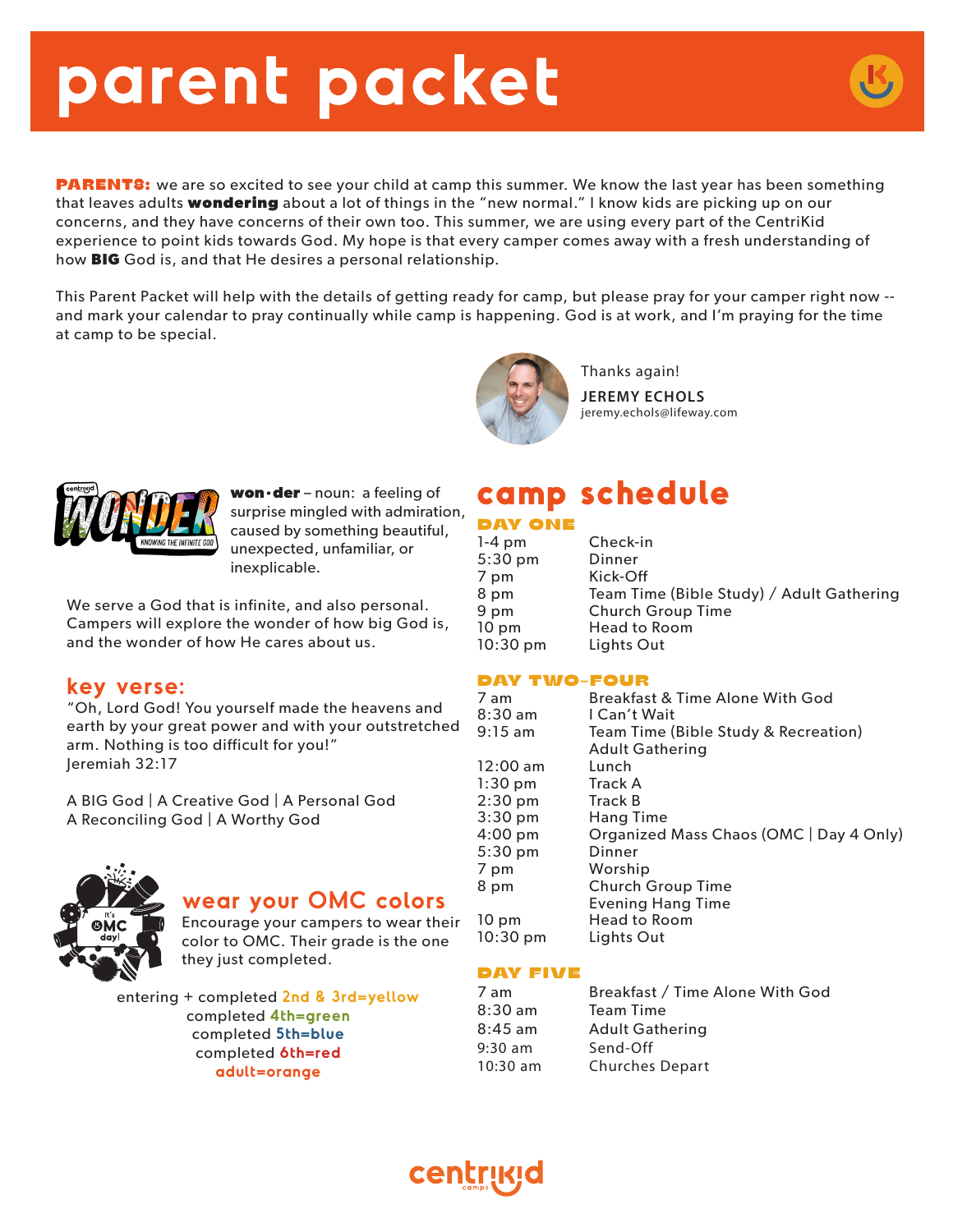# parent packet

**PARENTS:** we are so excited to see your child at camp this summer. We know the last year has been something that leaves adults **wondering** about a lot of things in the "new normal." I know kids are picking up on our concerns, and they have concerns of their own too. This summer, we are using every part of the CentriKid experience to point kids towards God. My hope is that every camper comes away with a fresh understanding of how **BIG** God is, and that He desires a personal relationship.

This Parent Packet will help with the details of getting ready for camp, but please pray for your camper right now -- and mark your calendar to pray continually while camp is happening. God is at work, and I'm praying for the time at camp to be special.

Thanks again!

**JEREMY ECHOLS**
jeremy.echols@lifeway.com

**won·der** – noun: a feeling of surprise mingled with admiration, caused by something beautiful, unexpected, unfamiliar, or inexplicable.

We serve a God that is infinite, and also personal. Campers will explore the wonder of how big God is, and the wonder of how He cares about us.

## key verse:

"Oh, Lord God! You yourself made the heavens and earth by your great power and with your outstretched arm. Nothing is too difficult for you!"
Jeremiah 32:17

A BIG God | A Creative God | A Personal God
A Reconciling God | A Worthy God

## wear your OMC colors

Encourage your campers to wear their color to OMC. Their grade is the one they just completed.

entering + completed **2nd & 3rd=yellow**
completed **4th=green**
completed **5th=blue**
completed **6th=red**
**adult=orange**

## camp schedule

### DAY ONE

| | |
|---|---|
| 1-4 pm | Check-in |
| 5:30 pm | Dinner |
| 7 pm | Kick-Off |
| 8 pm | Team Time (Bible Study) / Adult Gathering |
| 9 pm | Church Group Time |
| 10 pm | Head to Room |
| 10:30 pm | Lights Out |

### DAY TWO–FOUR

| | |
|---|---|
| 7 am | Breakfast & Time Alone With God |
| 8:30 am | I Can't Wait |
| 9:15 am | Team Time (Bible Study & Recreation) Adult Gathering |
| 12:00 am | Lunch |
| 1:30 pm | Track A |
| 2:30 pm | Track B |
| 3:30 pm | Hang Time |
| 4:00 pm | Organized Mass Chaos (OMC \| Day 4 Only) |
| 5:30 pm | Dinner |
| 7 pm | Worship |
| 8 pm | Church Group Time Evening Hang Time |
| 10 pm | Head to Room |
| 10:30 pm | Lights Out |

### DAY FIVE

| | |
|---|---|
| 7 am | Breakfast / Time Alone With God |
| 8:30 am | Team Time |
| 8:45 am | Adult Gathering |
| 9:30 am | Send-Off |
| 10:30 am | Churches Depart |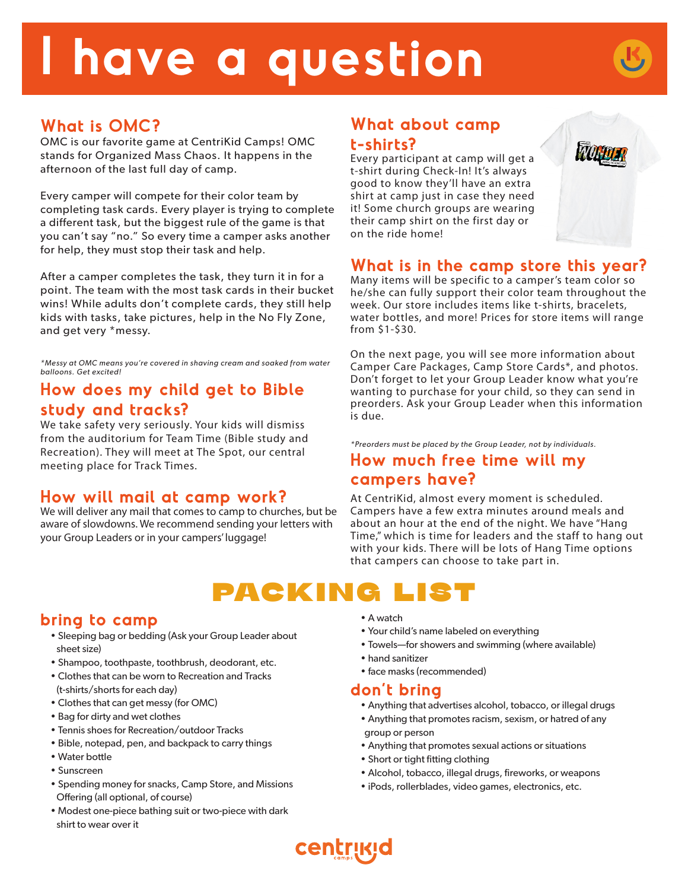# I have a question

## What is OMC?

OMC is our favorite game at CentriKid Camps! OMC stands for Organized Mass Chaos. It happens in the afternoon of the last full day of camp.

Every camper will compete for their color team by completing task cards. Every player is trying to complete a different task, but the biggest rule of the game is that you can't say "no." So every time a camper asks another for help, they must stop their task and help.

After a camper completes the task, they turn it in for a point. The team with the most task cards in their bucket wins! While adults don't complete cards, they still help kids with tasks, take pictures, help in the No Fly Zone, and get very *messy.

*\*Messy at OMC means you're covered in shaving cream and soaked from water balloons. Get excited!*

## How does my child get to Bible study and tracks?

We take safety very seriously. Your kids will dismiss from the auditorium for Team Time (Bible study and Recreation). They will meet at The Spot, our central meeting place for Track Times.

## How will mail at camp work?

We will deliver any mail that comes to camp to churches, but be aware of slowdowns. We recommend sending your letters with your Group Leaders or in your campers' luggage!

## What about camp t-shirts?

Every participant at camp will get a t-shirt during Check-In! It's always good to know they'll have an extra shirt at camp just in case they need it! Some church groups are wearing their camp shirt on the first day or on the ride home!

## What is in the camp store this year?

Many items will be specific to a camper's team color so he/she can fully support their color team throughout the week. Our store includes items like t-shirts, bracelets, water bottles, and more! Prices for store items will range from $1-$30.

On the next page, you will see more information about Camper Care Packages, Camp Store Cards*, and photos. Don't forget to let your Group Leader know what you're wanting to purchase for your child, so they can send in preorders. Ask your Group Leader when this information is due.

*\*Preorders must be placed by the Group Leader, not by individuals.*

## How much free time will my campers have?

At CentriKid, almost every moment is scheduled. Campers have a few extra minutes around meals and about an hour at the end of the night. We have "Hang Time," which is time for leaders and the staff to hang out with your kids. There will be lots of Hang Time options that campers can choose to take part in.

# PACKING LIST

## bring to camp

- Sleeping bag or bedding (Ask your Group Leader about sheet size)
- Shampoo, toothpaste, toothbrush, deodorant, etc.
- Clothes that can be worn to Recreation and Tracks (t-shirts/shorts for each day)
- Clothes that can get messy (for OMC)
- Bag for dirty and wet clothes
- Tennis shoes for Recreation/outdoor Tracks
- Bible, notepad, pen, and backpack to carry things
- Water bottle
- Sunscreen
- Spending money for snacks, Camp Store, and Missions Offering (all optional, of course)
- Modest one-piece bathing suit or two-piece with dark shirt to wear over it
- A watch
- Your child's name labeled on everything
- Towels—for showers and swimming (where available)
- hand sanitizer
- face masks (recommended)

## don't bring

- Anything that advertises alcohol, tobacco, or illegal drugs
- Anything that promotes racism, sexism, or hatred of any group or person
- Anything that promotes sexual actions or situations
- Short or tight fitting clothing
- Alcohol, tobacco, illegal drugs, fireworks, or weapons
- iPods, rollerblades, video games, electronics, etc.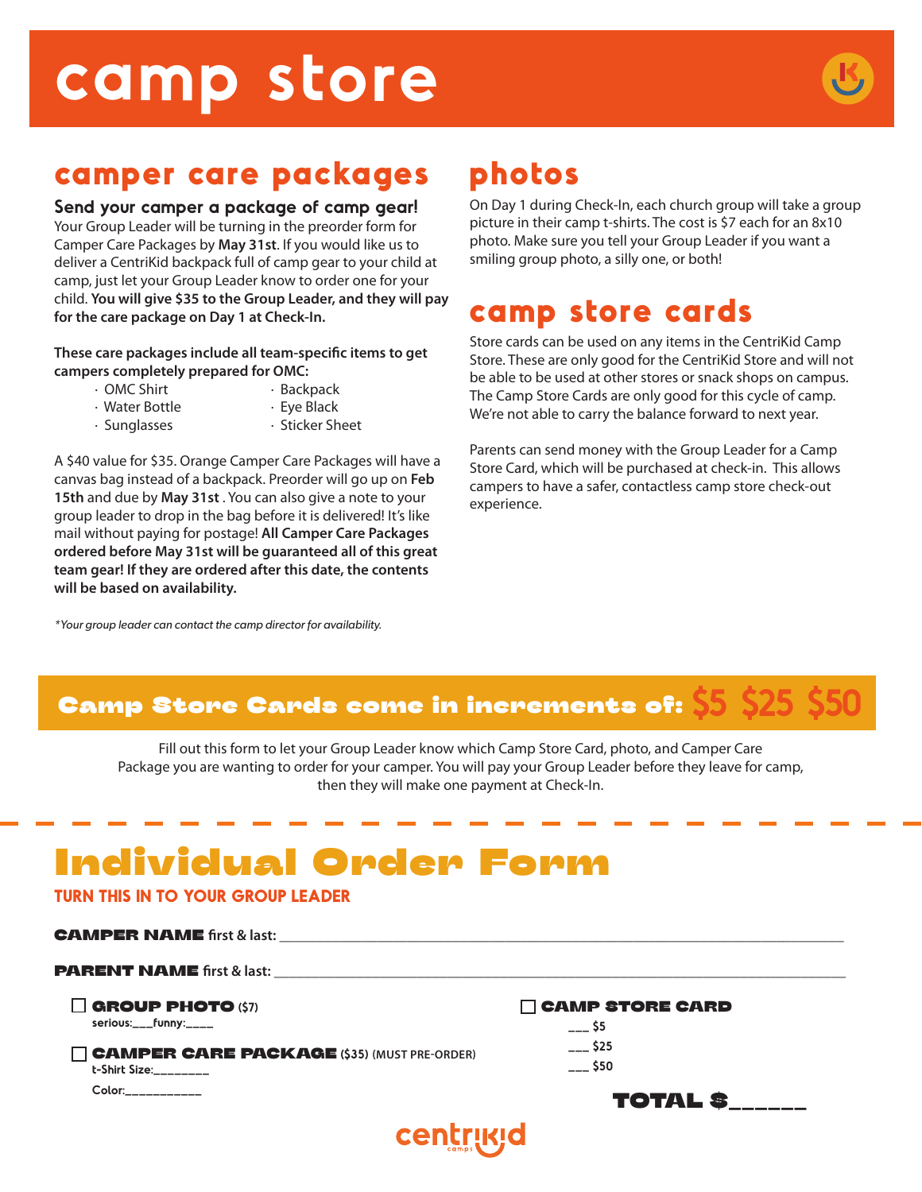# camp store

## camper care packages

**Send your camper a package of camp gear!**
Your Group Leader will be turning in the preorder form for Camper Care Packages by **May 31st**. If you would like us to deliver a CentriKid backpack full of camp gear to your child at camp, just let your Group Leader know to order one for your child. **You will give $35 to the Group Leader, and they will pay for the care package on Day 1 at Check-In.**

**These care packages include all team-specific items to get campers completely prepared for OMC:**

- OMC Shirt
- Water Bottle
- Sunglasses
- Backpack
- Eye Black
- Sticker Sheet

A $40 value for $35. Orange Camper Care Packages will have a canvas bag instead of a backpack. Preorder will go up on **Feb 15th** and due by **May 31st** . You can also give a note to your group leader to drop in the bag before it is delivered! It's like mail without paying for postage! **All Camper Care Packages ordered before May 31st will be guaranteed all of this great team gear! If they are ordered after this date, the contents will be based on availability.**

*\*Your group leader can contact the camp director for availability.*

## photos

On Day 1 during Check-In, each church group will take a group picture in their camp t-shirts. The cost is $7 each for an 8x10 photo. Make sure you tell your Group Leader if you want a smiling group photo, a silly one, or both!

## camp store cards

Store cards can be used on any items in the CentriKid Camp Store. These are only good for the CentriKid Store and will not be able to be used at other stores or snack shops on campus. The Camp Store Cards are only good for this cycle of camp. We're not able to carry the balance forward to next year.

Parents can send money with the Group Leader for a Camp Store Card, which will be purchased at check-in. This allows campers to have a safer, contactless camp store check-out experience.

**Camp Store Cards come in increments of: $5 $25 $50**

Fill out this form to let your Group Leader know which Camp Store Card, photo, and Camper Care Package you are wanting to order for your camper. You will pay your Group Leader before they leave for camp, then they will make one payment at Check-In.

# Individual Order Form

**TURN THIS IN TO YOUR GROUP LEADER**

**CAMPER NAME** first & last: ______________________________________________

**PARENT NAME** first & last: ______________________________________________

☐ **GROUP PHOTO** ($7)
serious:___funny:____

☐ **CAMPER CARE PACKAGE** ($35) (MUST PRE-ORDER)
t-Shirt Size:________
Color:___________

☐ **CAMP STORE CARD**
___ $5
___ $25
___ $50

**TOTAL $______**

centrikid camps